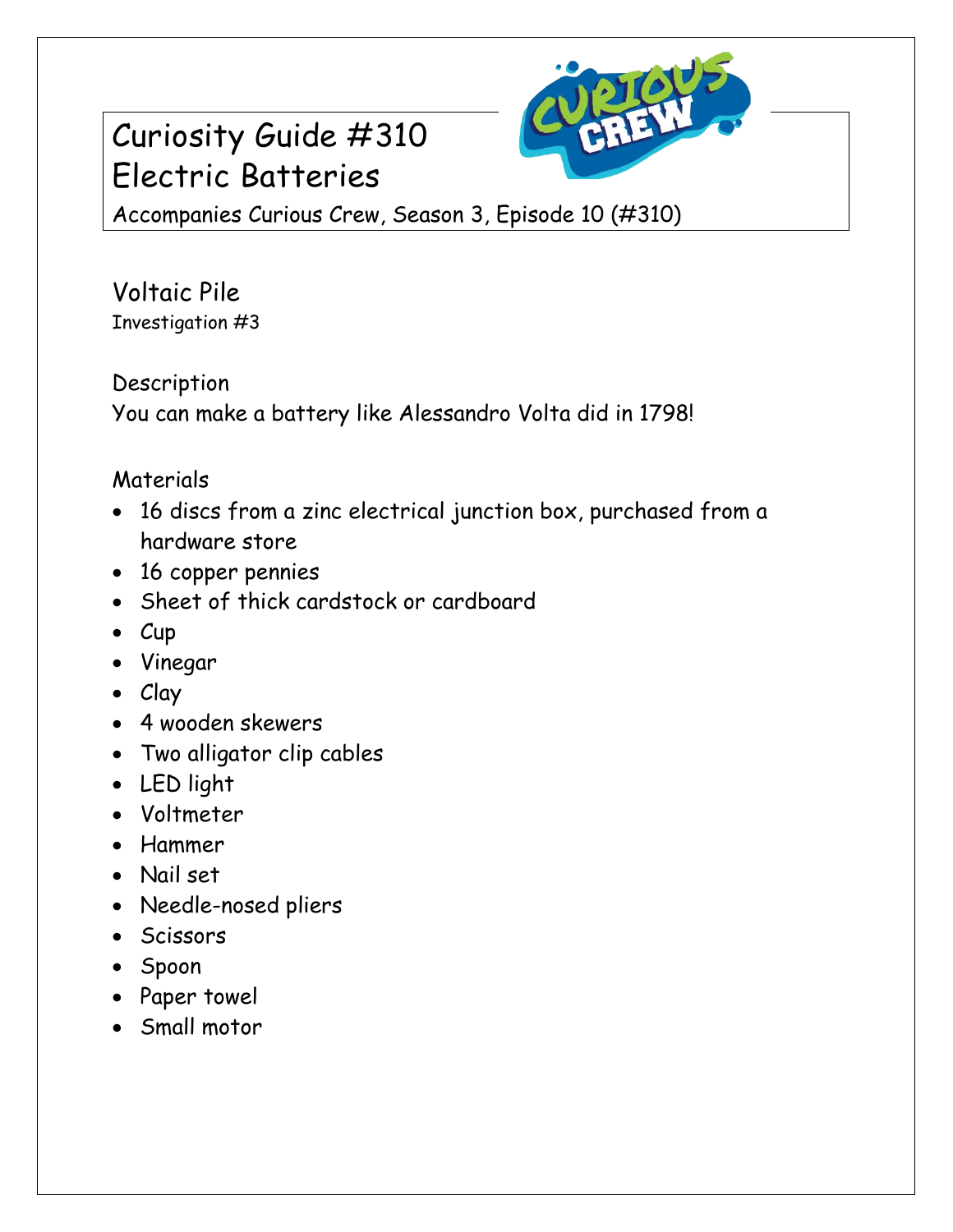# Curiosity Guide #310
# Electric Batteries

Accompanies Curious Crew, Season 3, Episode 10 (#310)

## Voltaic Pile

Investigation #3

### Description

You can make a battery like Alessandro Volta did in 1798!

### Materials

- 16 discs from a zinc electrical junction box, purchased from a hardware store
- 16 copper pennies
- Sheet of thick cardstock or cardboard
- Cup
- Vinegar
- Clay
- 4 wooden skewers
- Two alligator clip cables
- LED light
- Voltmeter
- Hammer
- Nail set
- Needle-nosed pliers
- Scissors
- Spoon
- Paper towel
- Small motor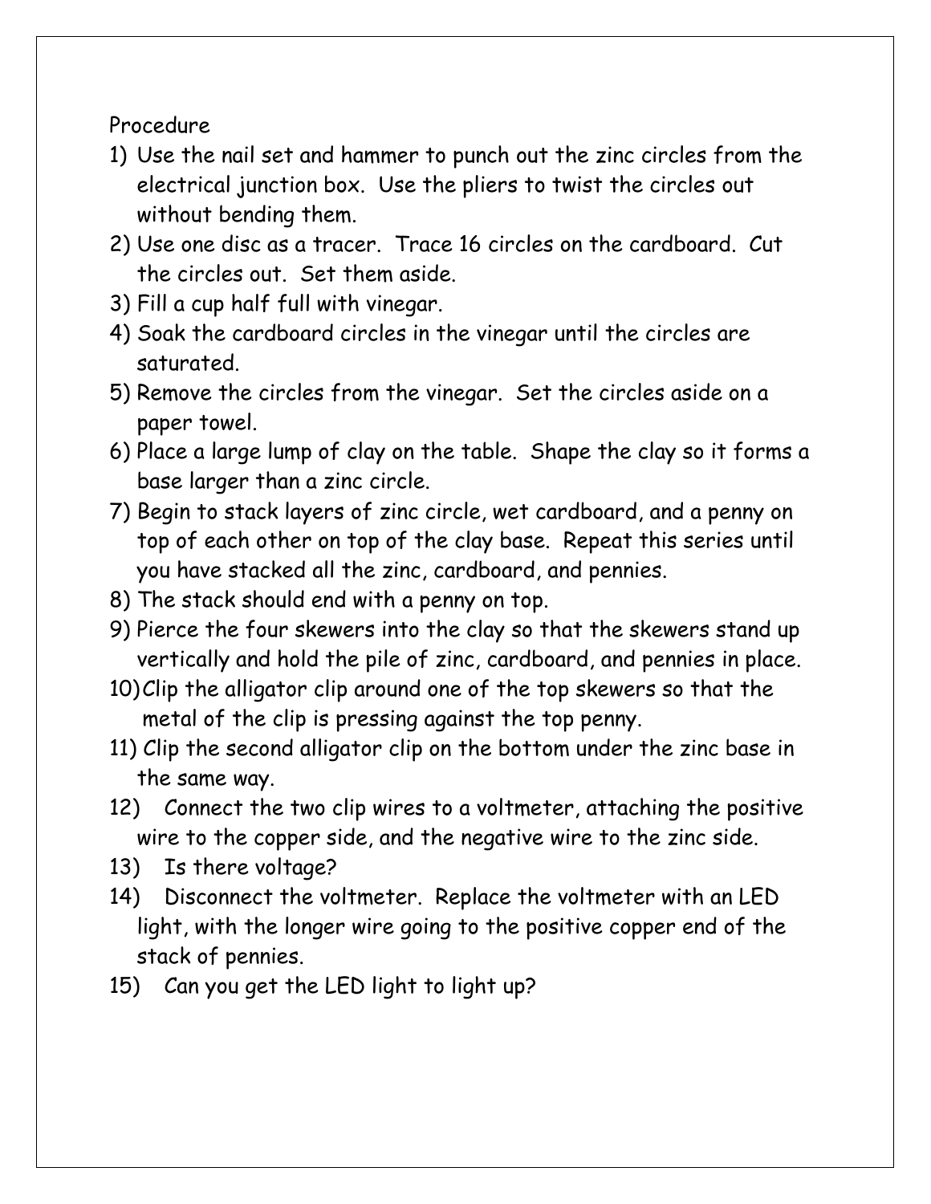Procedure

1) Use the nail set and hammer to punch out the zinc circles from the electrical junction box. Use the pliers to twist the circles out without bending them.
2) Use one disc as a tracer. Trace 16 circles on the cardboard. Cut the circles out. Set them aside.
3) Fill a cup half full with vinegar.
4) Soak the cardboard circles in the vinegar until the circles are saturated.
5) Remove the circles from the vinegar. Set the circles aside on a paper towel.
6) Place a large lump of clay on the table. Shape the clay so it forms a base larger than a zinc circle.
7) Begin to stack layers of zinc circle, wet cardboard, and a penny on top of each other on top of the clay base. Repeat this series until you have stacked all the zinc, cardboard, and pennies.
8) The stack should end with a penny on top.
9) Pierce the four skewers into the clay so that the skewers stand up vertically and hold the pile of zinc, cardboard, and pennies in place.
10) Clip the alligator clip around one of the top skewers so that the metal of the clip is pressing against the top penny.
11) Clip the second alligator clip on the bottom under the zinc base in the same way.
12) Connect the two clip wires to a voltmeter, attaching the positive wire to the copper side, and the negative wire to the zinc side.
13) Is there voltage?
14) Disconnect the voltmeter. Replace the voltmeter with an LED light, with the longer wire going to the positive copper end of the stack of pennies.
15) Can you get the LED light to light up?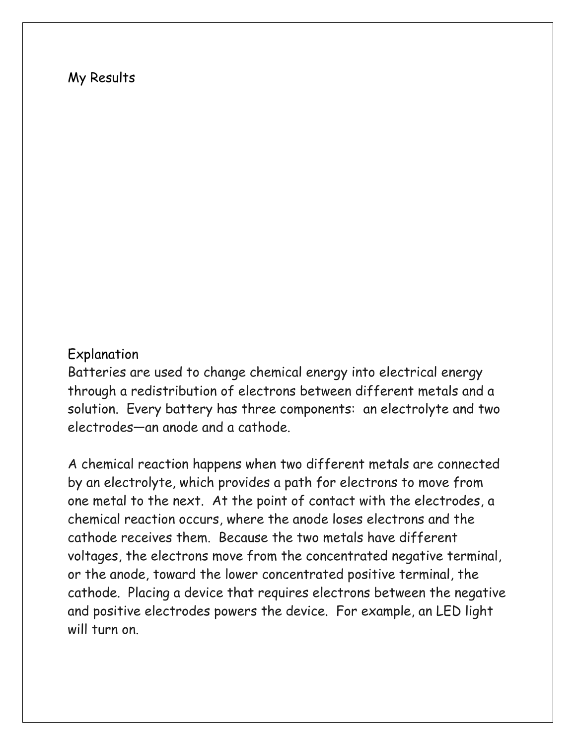## My Results

## Explanation

Batteries are used to change chemical energy into electrical energy through a redistribution of electrons between different metals and a solution. Every battery has three components: an electrolyte and two electrodes—an anode and a cathode.

A chemical reaction happens when two different metals are connected by an electrolyte, which provides a path for electrons to move from one metal to the next. At the point of contact with the electrodes, a chemical reaction occurs, where the anode loses electrons and the cathode receives them. Because the two metals have different voltages, the electrons move from the concentrated negative terminal, or the anode, toward the lower concentrated positive terminal, the cathode. Placing a device that requires electrons between the negative and positive electrodes powers the device. For example, an LED light will turn on.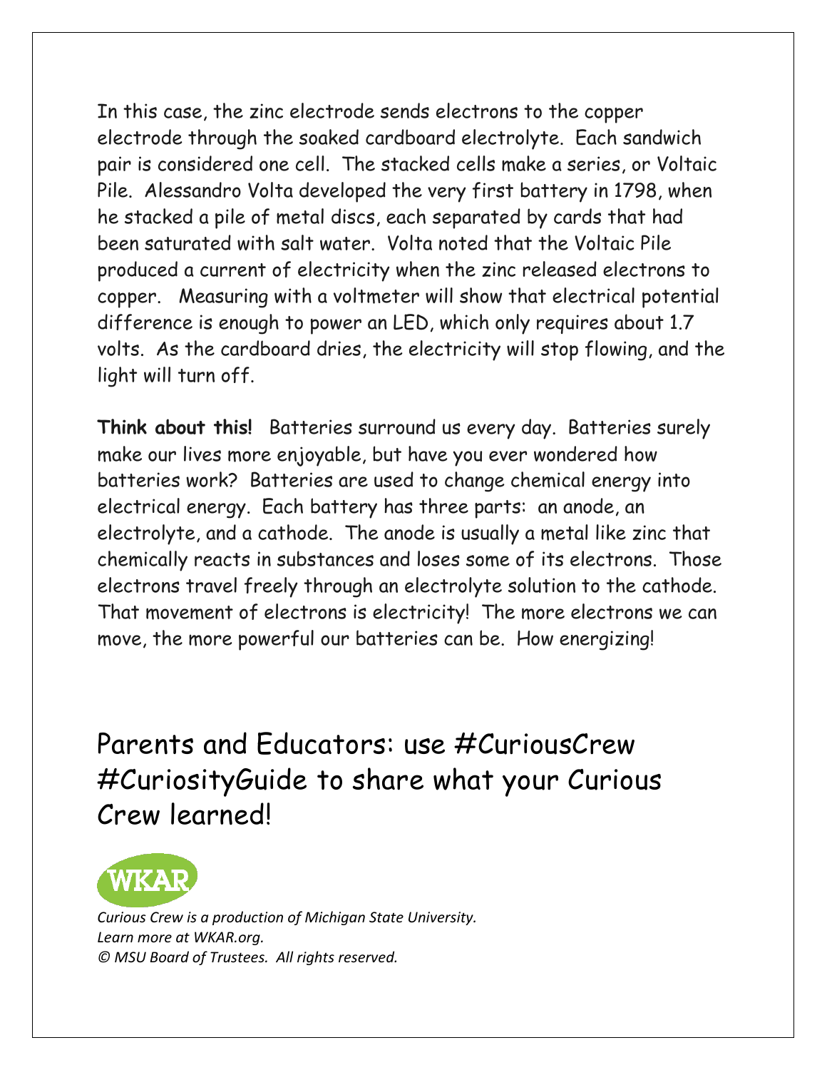In this case, the zinc electrode sends electrons to the copper electrode through the soaked cardboard electrolyte. Each sandwich pair is considered one cell. The stacked cells make a series, or Voltaic Pile. Alessandro Volta developed the very first battery in 1798, when he stacked a pile of metal discs, each separated by cards that had been saturated with salt water. Volta noted that the Voltaic Pile produced a current of electricity when the zinc released electrons to copper. Measuring with a voltmeter will show that electrical potential difference is enough to power an LED, which only requires about 1.7 volts. As the cardboard dries, the electricity will stop flowing, and the light will turn off.

**Think about this!** Batteries surround us every day. Batteries surely make our lives more enjoyable, but have you ever wondered how batteries work? Batteries are used to change chemical energy into electrical energy. Each battery has three parts: an anode, an electrolyte, and a cathode. The anode is usually a metal like zinc that chemically reacts in substances and loses some of its electrons. Those electrons travel freely through an electrolyte solution to the cathode. That movement of electrons is electricity! The more electrons we can move, the more powerful our batteries can be. How energizing!

## Parents and Educators: use #CuriousCrew #CuriosityGuide to share what your Curious Crew learned!

WKAR

*Curious Crew is a production of Michigan State University.*
*Learn more at WKAR.org.*
*© MSU Board of Trustees. All rights reserved.*